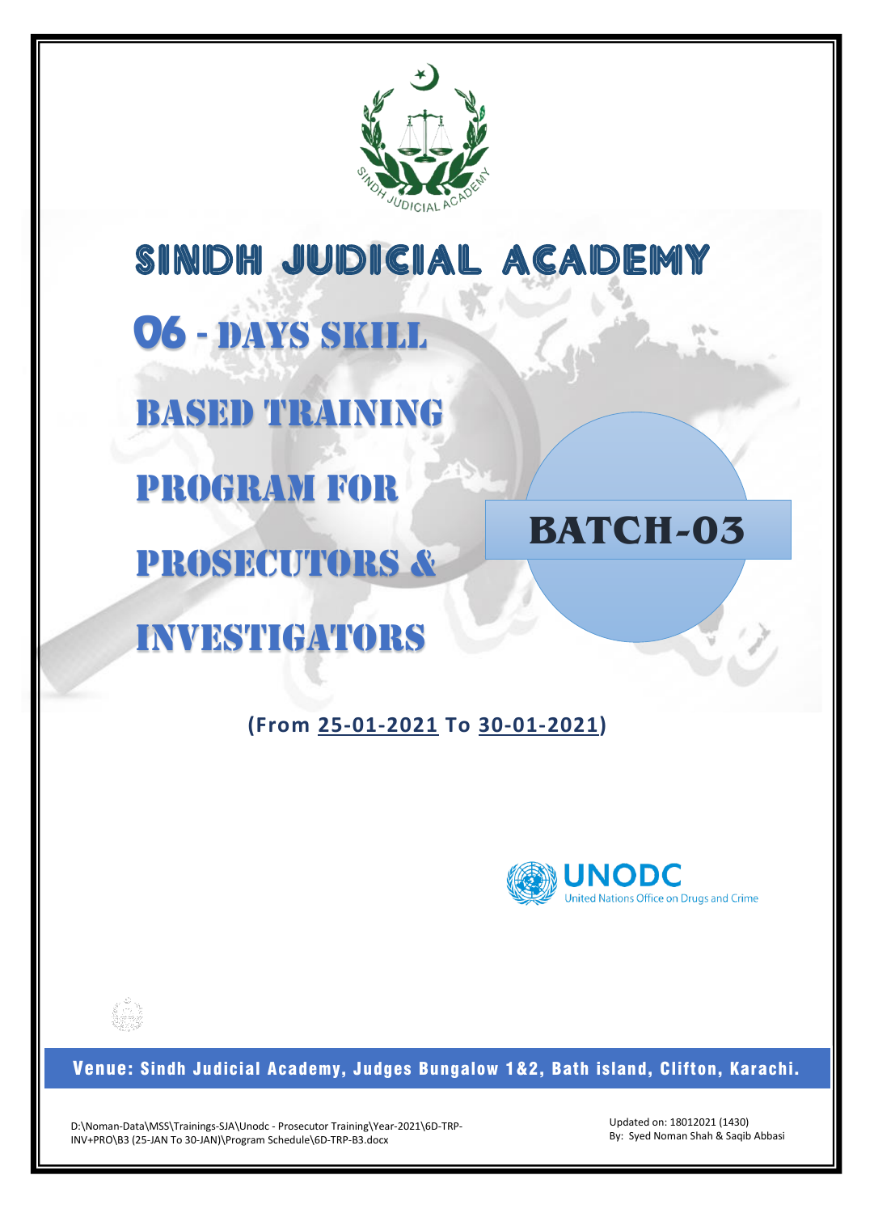# SINDH JUDICIAL ACADEMY

## 06 - DAYS SKILL BASED TRAINING PROGRAM FOR PROSECUTORS & INVESTIGATORS

## BATCH-03

**(From 25-01-2021 To 30-01-2021)**

UNODC
United Nations Office on Drugs and Crime

**Venue: Sindh Judicial Academy, Judges Bungalow 1&2, Bath island, Clifton, Karachi.**

D:\Noman-Data\MSS\Trainings-SJA\Unodc - Prosecutor Training\Year-2021\6D-TRP-INV+PRO\B3 (25-JAN To 30-JAN)\Program Schedule\6D-TRP-B3.docx

Updated on: 18012021 (1430)
By: Syed Noman Shah & Saqib Abbasi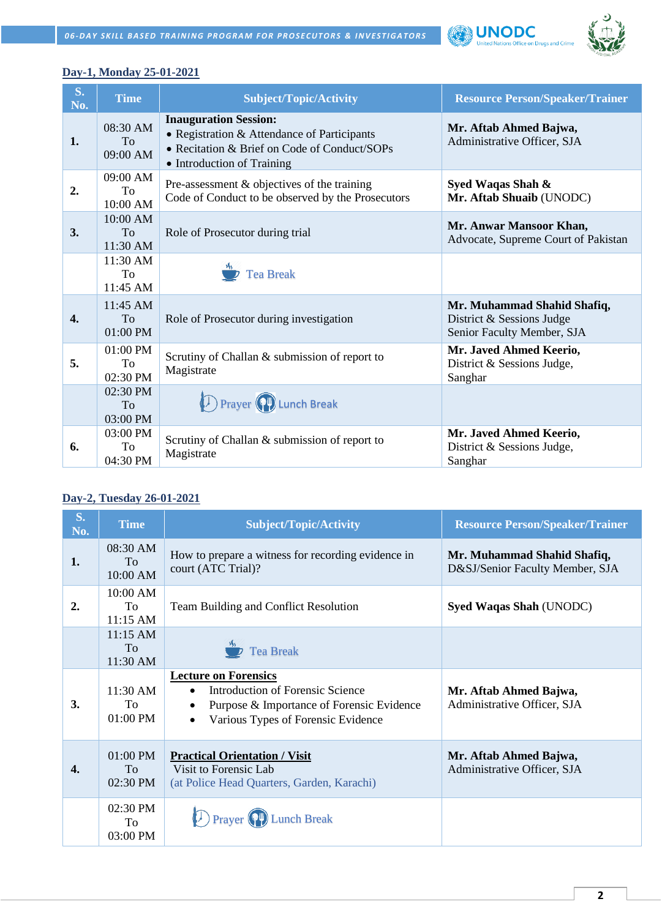**Day-1, Monday 25-01-2021**

| S. No. | Time | Subject/Topic/Activity | Resource Person/Speaker/Trainer |
|---|---|---|---|
| 1. | 08:30 AM To 09:00 AM | **Inauguration Session:** • Registration & Attendance of Participants • Recitation & Brief on Code of Conduct/SOPs • Introduction of Training | **Mr. Aftab Ahmed Bajwa,** Administrative Officer, SJA |
| 2. | 09:00 AM To 10:00 AM | Pre-assessment & objectives of the training Code of Conduct to be observed by the Prosecutors | **Syed Waqas Shah &** **Mr. Aftab Shuaib** (UNODC) |
| 3. | 10:00 AM To 11:30 AM | Role of Prosecutor during trial | **Mr. Anwar Mansoor Khan,** Advocate, Supreme Court of Pakistan |
| | 11:30 AM To 11:45 AM | Tea Break | |
| 4. | 11:45 AM To 01:00 PM | Role of Prosecutor during investigation | **Mr. Muhammad Shahid Shafiq,** District & Sessions Judge Senior Faculty Member, SJA |
| 5. | 01:00 PM To 02:30 PM | Scrutiny of Challan & submission of report to Magistrate | **Mr. Javed Ahmed Keerio,** District & Sessions Judge, Sanghar |
| | 02:30 PM To 03:00 PM | Prayer Lunch Break | |
| 6. | 03:00 PM To 04:30 PM | Scrutiny of Challan & submission of report to Magistrate | **Mr. Javed Ahmed Keerio,** District & Sessions Judge, Sanghar |

**Day-2, Tuesday 26-01-2021**

| S. No. | Time | Subject/Topic/Activity | Resource Person/Speaker/Trainer |
|---|---|---|---|
| 1. | 08:30 AM To 10:00 AM | How to prepare a witness for recording evidence in court (ATC Trial)? | **Mr. Muhammad Shahid Shafiq,** D&SJ/Senior Faculty Member, SJA |
| 2. | 10:00 AM To 11:15 AM | Team Building and Conflict Resolution | **Syed Waqas Shah** (UNODC) |
| | 11:15 AM To 11:30 AM | Tea Break | |
| 3. | 11:30 AM To 01:00 PM | **Lecture on Forensics** • Introduction of Forensic Science • Purpose & Importance of Forensic Evidence • Various Types of Forensic Evidence | **Mr. Aftab Ahmed Bajwa,** Administrative Officer, SJA |
| 4. | 01:00 PM To 02:30 PM | **Practical Orientation / Visit** Visit to Forensic Lab (at Police Head Quarters, Garden, Karachi) | **Mr. Aftab Ahmed Bajwa,** Administrative Officer, SJA |
| | 02:30 PM To 03:00 PM | Prayer Lunch Break | |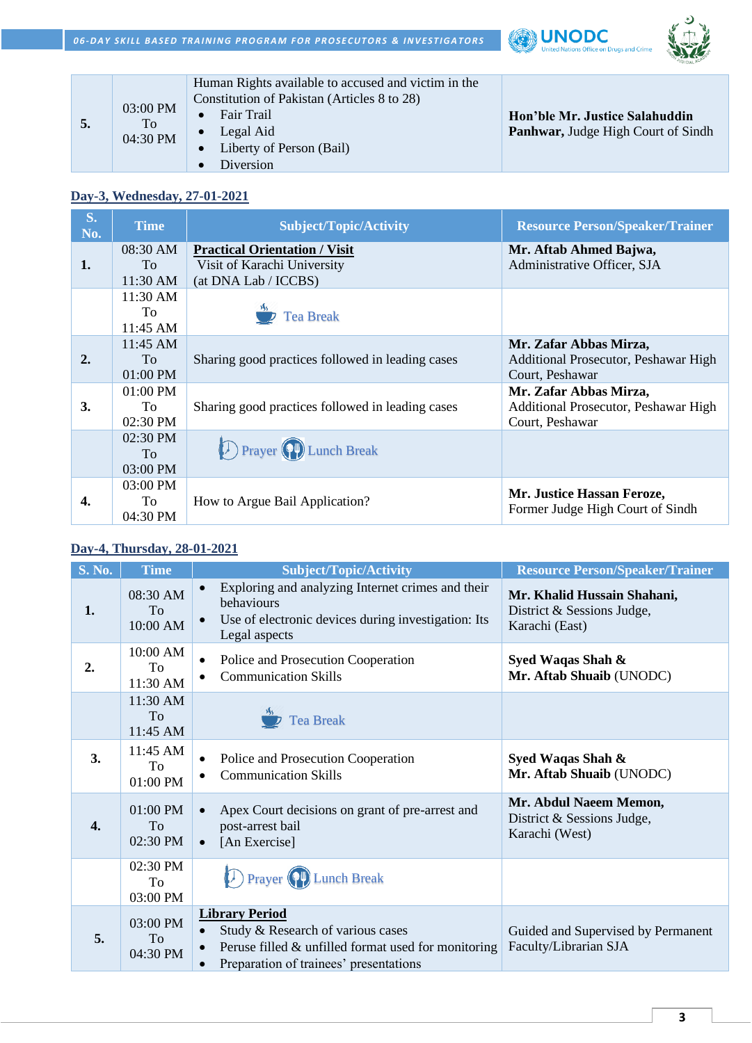| | | | |
|---|---|---|---|
| **5.** | 03:00 PM To 04:30 PM | Human Rights available to accused and victim in the Constitution of Pakistan (Articles 8 to 28)<br>• Fair Trail<br>• Legal Aid<br>• Liberty of Person (Bail)<br>• Diversion | **Hon'ble Mr. Justice Salahuddin Panhwar,** Judge High Court of Sindh |

## Day-3, Wednesday, 27-01-2021

| S. No. | Time | Subject/Topic/Activity | Resource Person/Speaker/Trainer |
|---|---|---|---|
| **1.** | 08:30 AM To 11:30 AM | **Practical Orientation / Visit**<br>Visit of Karachi University (at DNA Lab / ICCBS) | **Mr. Aftab Ahmed Bajwa,** Administrative Officer, SJA |
| | 11:30 AM To 11:45 AM | Tea Break | |
| **2.** | 11:45 AM To 01:00 PM | Sharing good practices followed in leading cases | **Mr. Zafar Abbas Mirza,** Additional Prosecutor, Peshawar High Court, Peshawar |
| **3.** | 01:00 PM To 02:30 PM | Sharing good practices followed in leading cases | **Mr. Zafar Abbas Mirza,** Additional Prosecutor, Peshawar High Court, Peshawar |
| | 02:30 PM To 03:00 PM | Prayer Lunch Break | |
| **4.** | 03:00 PM To 04:30 PM | How to Argue Bail Application? | **Mr. Justice Hassan Feroze,** Former Judge High Court of Sindh |

## Day-4, Thursday, 28-01-2021

| S. No. | Time | Subject/Topic/Activity | Resource Person/Speaker/Trainer |
|---|---|---|---|
| **1.** | 08:30 AM To 10:00 AM | • Exploring and analyzing Internet crimes and their behaviours<br>• Use of electronic devices during investigation: Its Legal aspects | **Mr. Khalid Hussain Shahani,** District & Sessions Judge, Karachi (East) |
| **2.** | 10:00 AM To 11:30 AM | • Police and Prosecution Cooperation<br>• Communication Skills | **Syed Waqas Shah &**<br>**Mr. Aftab Shuaib** (UNODC) |
| | 11:30 AM To 11:45 AM | Tea Break | |
| **3.** | 11:45 AM To 01:00 PM | • Police and Prosecution Cooperation<br>• Communication Skills | **Syed Waqas Shah &**<br>**Mr. Aftab Shuaib** (UNODC) |
| **4.** | 01:00 PM To 02:30 PM | • Apex Court decisions on grant of pre-arrest and post-arrest bail<br>• [An Exercise] | **Mr. Abdul Naeem Memon,** District & Sessions Judge, Karachi (West) |
| | 02:30 PM To 03:00 PM | Prayer Lunch Break | |
| **5.** | 03:00 PM To 04:30 PM | **Library Period**<br>• Study & Research of various cases<br>• Peruse filled & unfilled format used for monitoring<br>• Preparation of trainees' presentations | Guided and Supervised by Permanent Faculty/Librarian SJA |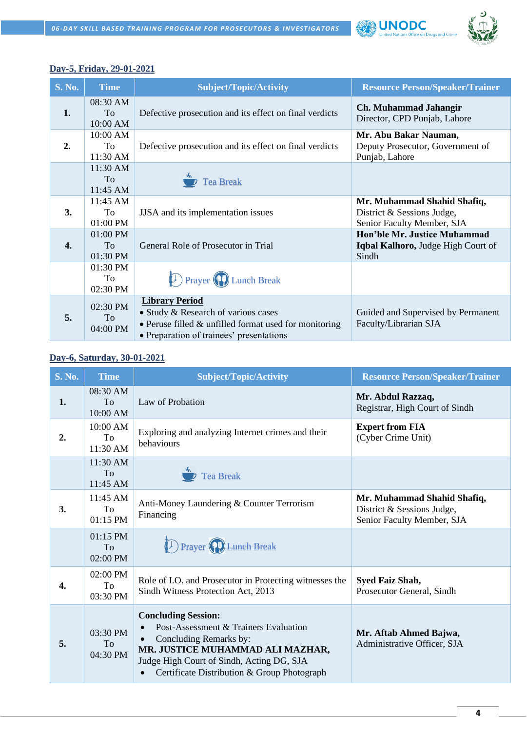## Day-5, Friday, 29-01-2021

| S. No. | Time | Subject/Topic/Activity | Resource Person/Speaker/Trainer |
|---|---|---|---|
| **1.** | 08:30 AM To 10:00 AM | Defective prosecution and its effect on final verdicts | **Ch. Muhammad Jahangir** Director, CPD Punjab, Lahore |
| **2.** | 10:00 AM To 11:30 AM | Defective prosecution and its effect on final verdicts | **Mr. Abu Bakar Nauman,** Deputy Prosecutor, Government of Punjab, Lahore |
| | 11:30 AM To 11:45 AM | Tea Break | |
| **3.** | 11:45 AM To 01:00 PM | JJSA and its implementation issues | **Mr. Muhammad Shahid Shafiq,** District & Sessions Judge, Senior Faculty Member, SJA |
| **4.** | 01:00 PM To 01:30 PM | General Role of Prosecutor in Trial | **Hon'ble Mr. Justice Muhammad Iqbal Kalhoro,** Judge High Court of Sindh |
| | 01:30 PM To 02:30 PM | Prayer Lunch Break | |
| **5.** | 02:30 PM To 04:00 PM | **Library Period** • Study & Research of various cases • Peruse filled & unfilled format used for monitoring • Preparation of trainees' presentations | Guided and Supervised by Permanent Faculty/Librarian SJA |

## Day-6, Saturday, 30-01-2021

| S. No. | Time | Subject/Topic/Activity | Resource Person/Speaker/Trainer |
|---|---|---|---|
| **1.** | 08:30 AM To 10:00 AM | Law of Probation | **Mr. Abdul Razzaq,** Registrar, High Court of Sindh |
| **2.** | 10:00 AM To 11:30 AM | Exploring and analyzing Internet crimes and their behaviours | **Expert from FIA** (Cyber Crime Unit) |
| | 11:30 AM To 11:45 AM | Tea Break | |
| **3.** | 11:45 AM To 01:15 PM | Anti-Money Laundering & Counter Terrorism Financing | **Mr. Muhammad Shahid Shafiq,** District & Sessions Judge, Senior Faculty Member, SJA |
| | 01:15 PM To 02:00 PM | Prayer Lunch Break | |
| **4.** | 02:00 PM To 03:30 PM | Role of I.O. and Prosecutor in Protecting witnesses the Sindh Witness Protection Act, 2013 | **Syed Faiz Shah,** Prosecutor General, Sindh |
| **5.** | 03:30 PM To 04:30 PM | **Concluding Session:** • Post-Assessment & Trainers Evaluation • Concluding Remarks by: **MR. JUSTICE MUHAMMAD ALI MAZHAR,** Judge High Court of Sindh, Acting DG, SJA • Certificate Distribution & Group Photograph | **Mr. Aftab Ahmed Bajwa,** Administrative Officer, SJA |